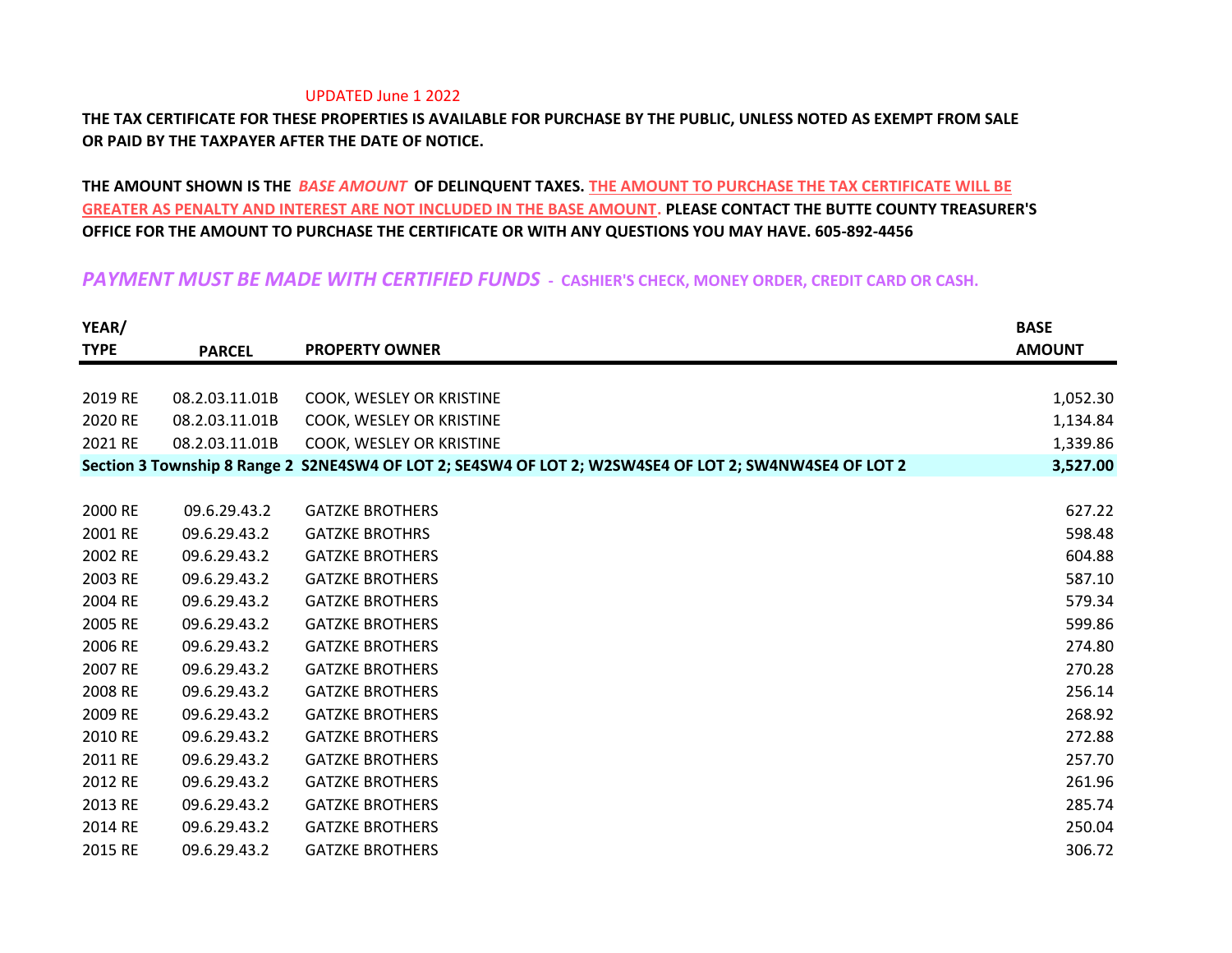UPDATED June 1 2022

**THE TAX CERTIFICATE FOR THESE PROPERTIES IS AVAILABLE FOR PURCHASE BY THE PUBLIC, UNLESS NOTED AS EXEMPT FROM SALE OR PAID BY THE TAXPAYER AFTER THE DATE OF NOTICE.**

**THE AMOUNT SHOWN IS THE *BASE AMOUNT* OF DELINQUENT TAXES. THE AMOUNT TO PURCHASE THE TAX CERTIFICATE WILL BE GREATER AS PENALTY AND INTEREST ARE NOT INCLUDED IN THE BASE AMOUNT. PLEASE CONTACT THE BUTTE COUNTY TREASURER'S OFFICE FOR THE AMOUNT TO PURCHASE THE CERTIFICATE OR WITH ANY QUESTIONS YOU MAY HAVE. 605-892-4456**

***PAYMENT MUST BE MADE WITH CERTIFIED FUNDS* - CASHIER'S CHECK, MONEY ORDER, CREDIT CARD OR CASH.**

| YEAR/ TYPE | PARCEL | PROPERTY OWNER | BASE AMOUNT |
|---|---|---|---|
| 2019 RE | 08.2.03.11.01B | COOK, WESLEY OR KRISTINE | 1,052.30 |
| 2020 RE | 08.2.03.11.01B | COOK, WESLEY OR KRISTINE | 1,134.84 |
| 2021 RE | 08.2.03.11.01B | COOK, WESLEY OR KRISTINE | 1,339.86 |
| **Section 3 Township 8 Range 2** | | **S2NE4SW4 OF LOT 2; SE4SW4 OF LOT 2; W2SW4SE4 OF LOT 2; SW4NW4SE4 OF LOT 2** | **3,527.00** |
| | | | |
| 2000 RE | 09.6.29.43.2 | GATZKE BROTHERS | 627.22 |
| 2001 RE | 09.6.29.43.2 | GATZKE BROTHRS | 598.48 |
| 2002 RE | 09.6.29.43.2 | GATZKE BROTHERS | 604.88 |
| 2003 RE | 09.6.29.43.2 | GATZKE BROTHERS | 587.10 |
| 2004 RE | 09.6.29.43.2 | GATZKE BROTHERS | 579.34 |
| 2005 RE | 09.6.29.43.2 | GATZKE BROTHERS | 599.86 |
| 2006 RE | 09.6.29.43.2 | GATZKE BROTHERS | 274.80 |
| 2007 RE | 09.6.29.43.2 | GATZKE BROTHERS | 270.28 |
| 2008 RE | 09.6.29.43.2 | GATZKE BROTHERS | 256.14 |
| 2009 RE | 09.6.29.43.2 | GATZKE BROTHERS | 268.92 |
| 2010 RE | 09.6.29.43.2 | GATZKE BROTHERS | 272.88 |
| 2011 RE | 09.6.29.43.2 | GATZKE BROTHERS | 257.70 |
| 2012 RE | 09.6.29.43.2 | GATZKE BROTHERS | 261.96 |
| 2013 RE | 09.6.29.43.2 | GATZKE BROTHERS | 285.74 |
| 2014 RE | 09.6.29.43.2 | GATZKE BROTHERS | 250.04 |
| 2015 RE | 09.6.29.43.2 | GATZKE BROTHERS | 306.72 |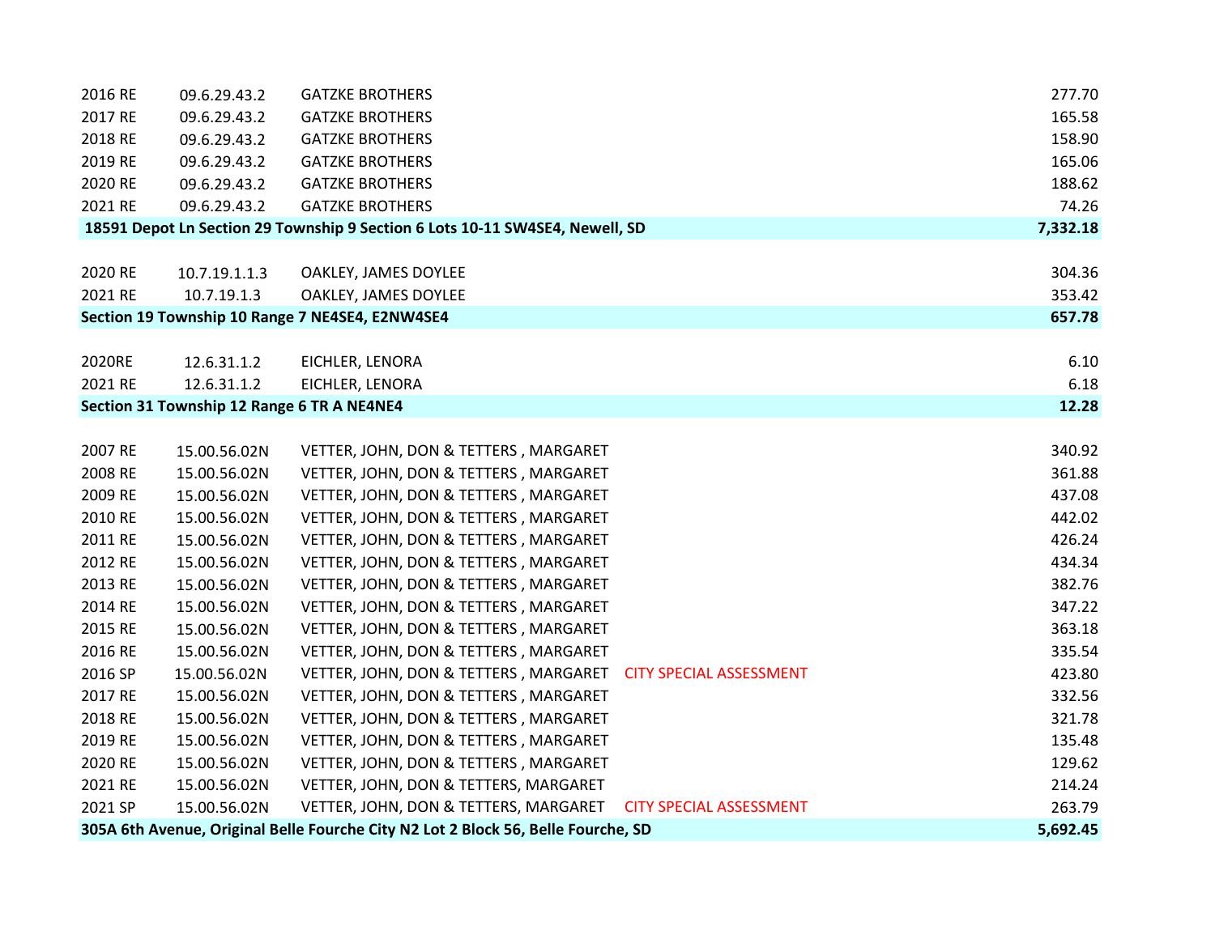| Year | Parcel | Owner | Note | Amount |
|---|---|---|---|---|
| 2016 RE | 09.6.29.43.2 | GATZKE BROTHERS | | 277.70 |
| 2017 RE | 09.6.29.43.2 | GATZKE BROTHERS | | 165.58 |
| 2018 RE | 09.6.29.43.2 | GATZKE BROTHERS | | 158.90 |
| 2019 RE | 09.6.29.43.2 | GATZKE BROTHERS | | 165.06 |
| 2020 RE | 09.6.29.43.2 | GATZKE BROTHERS | | 188.62 |
| 2021 RE | 09.6.29.43.2 | GATZKE BROTHERS | | 74.26 |
| **18591 Depot Ln Section 29 Township 9 Section 6 Lots 10-11 SW4SE4, Newell, SD** | | | | **7,332.18** |
| | | | | |
| 2020 RE | 10.7.19.1.1.3 | OAKLEY, JAMES DOYLEE | | 304.36 |
| 2021 RE | 10.7.19.1.3 | OAKLEY, JAMES DOYLEE | | 353.42 |
| **Section 19 Township 10 Range 7 NE4SE4, E2NW4SE4** | | | | **657.78** |
| | | | | |
| 2020RE | 12.6.31.1.2 | EICHLER, LENORA | | 6.10 |
| 2021 RE | 12.6.31.1.2 | EICHLER, LENORA | | 6.18 |
| **Section 31 Township 12 Range 6 TR A NE4NE4** | | | | **12.28** |
| | | | | |
| 2007 RE | 15.00.56.02N | VETTER, JOHN, DON & TETTERS , MARGARET | | 340.92 |
| 2008 RE | 15.00.56.02N | VETTER, JOHN, DON & TETTERS , MARGARET | | 361.88 |
| 2009 RE | 15.00.56.02N | VETTER, JOHN, DON & TETTERS , MARGARET | | 437.08 |
| 2010 RE | 15.00.56.02N | VETTER, JOHN, DON & TETTERS , MARGARET | | 442.02 |
| 2011 RE | 15.00.56.02N | VETTER, JOHN, DON & TETTERS , MARGARET | | 426.24 |
| 2012 RE | 15.00.56.02N | VETTER, JOHN, DON & TETTERS , MARGARET | | 434.34 |
| 2013 RE | 15.00.56.02N | VETTER, JOHN, DON & TETTERS , MARGARET | | 382.76 |
| 2014 RE | 15.00.56.02N | VETTER, JOHN, DON & TETTERS , MARGARET | | 347.22 |
| 2015 RE | 15.00.56.02N | VETTER, JOHN, DON & TETTERS , MARGARET | | 363.18 |
| 2016 RE | 15.00.56.02N | VETTER, JOHN, DON & TETTERS , MARGARET | | 335.54 |
| 2016 SP | 15.00.56.02N | VETTER, JOHN, DON & TETTERS , MARGARET | CITY SPECIAL ASSESSMENT | 423.80 |
| 2017 RE | 15.00.56.02N | VETTER, JOHN, DON & TETTERS , MARGARET | | 332.56 |
| 2018 RE | 15.00.56.02N | VETTER, JOHN, DON & TETTERS , MARGARET | | 321.78 |
| 2019 RE | 15.00.56.02N | VETTER, JOHN, DON & TETTERS , MARGARET | | 135.48 |
| 2020 RE | 15.00.56.02N | VETTER, JOHN, DON & TETTERS , MARGARET | | 129.62 |
| 2021 RE | 15.00.56.02N | VETTER, JOHN, DON & TETTERS, MARGARET | | 214.24 |
| 2021 SP | 15.00.56.02N | VETTER, JOHN, DON & TETTERS, MARGARET | CITY SPECIAL ASSESSMENT | 263.79 |
| **305A 6th Avenue, Original Belle Fourche City N2 Lot 2 Block 56, Belle Fourche, SD** | | | | **5,692.45** |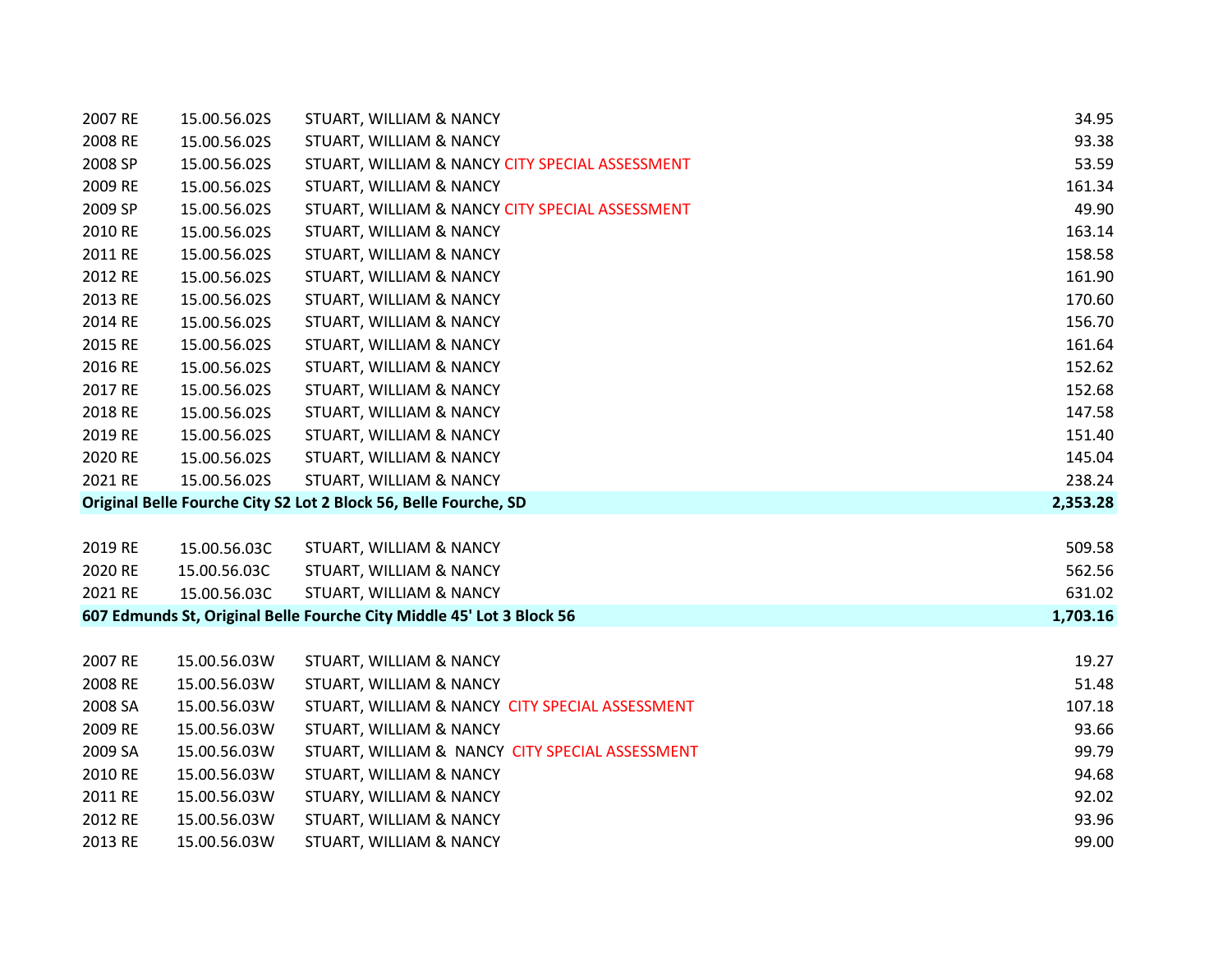| | | | |
|---|---|---|---|
| 2007 RE | 15.00.56.02S | STUART, WILLIAM & NANCY | 34.95 |
| 2008 RE | 15.00.56.02S | STUART, WILLIAM & NANCY | 93.38 |
| 2008 SP | 15.00.56.02S | STUART, WILLIAM & NANCY CITY SPECIAL ASSESSMENT | 53.59 |
| 2009 RE | 15.00.56.02S | STUART, WILLIAM & NANCY | 161.34 |
| 2009 SP | 15.00.56.02S | STUART, WILLIAM & NANCY CITY SPECIAL ASSESSMENT | 49.90 |
| 2010 RE | 15.00.56.02S | STUART, WILLIAM & NANCY | 163.14 |
| 2011 RE | 15.00.56.02S | STUART, WILLIAM & NANCY | 158.58 |
| 2012 RE | 15.00.56.02S | STUART, WILLIAM & NANCY | 161.90 |
| 2013 RE | 15.00.56.02S | STUART, WILLIAM & NANCY | 170.60 |
| 2014 RE | 15.00.56.02S | STUART, WILLIAM & NANCY | 156.70 |
| 2015 RE | 15.00.56.02S | STUART, WILLIAM & NANCY | 161.64 |
| 2016 RE | 15.00.56.02S | STUART, WILLIAM & NANCY | 152.62 |
| 2017 RE | 15.00.56.02S | STUART, WILLIAM & NANCY | 152.68 |
| 2018 RE | 15.00.56.02S | STUART, WILLIAM & NANCY | 147.58 |
| 2019 RE | 15.00.56.02S | STUART, WILLIAM & NANCY | 151.40 |
| 2020 RE | 15.00.56.02S | STUART, WILLIAM & NANCY | 145.04 |
| 2021 RE | 15.00.56.02S | STUART, WILLIAM & NANCY | 238.24 |
| **Original Belle Fourche City S2 Lot 2 Block 56, Belle Fourche, SD** | | | **2,353.28** |
| | | | |
| 2019 RE | 15.00.56.03C | STUART, WILLIAM & NANCY | 509.58 |
| 2020 RE | 15.00.56.03C | STUART, WILLIAM & NANCY | 562.56 |
| 2021 RE | 15.00.56.03C | STUART, WILLIAM & NANCY | 631.02 |
| **607 Edmunds St, Original Belle Fourche City Middle 45' Lot 3 Block 56** | | | **1,703.16** |
| | | | |
| 2007 RE | 15.00.56.03W | STUART, WILLIAM & NANCY | 19.27 |
| 2008 RE | 15.00.56.03W | STUART, WILLIAM & NANCY | 51.48 |
| 2008 SA | 15.00.56.03W | STUART, WILLIAM & NANCY CITY SPECIAL ASSESSMENT | 107.18 |
| 2009 RE | 15.00.56.03W | STUART, WILLIAM & NANCY | 93.66 |
| 2009 SA | 15.00.56.03W | STUART, WILLIAM & NANCY CITY SPECIAL ASSESSMENT | 99.79 |
| 2010 RE | 15.00.56.03W | STUART, WILLIAM & NANCY | 94.68 |
| 2011 RE | 15.00.56.03W | STUARY, WILLIAM & NANCY | 92.02 |
| 2012 RE | 15.00.56.03W | STUART, WILLIAM & NANCY | 93.96 |
| 2013 RE | 15.00.56.03W | STUART, WILLIAM & NANCY | 99.00 |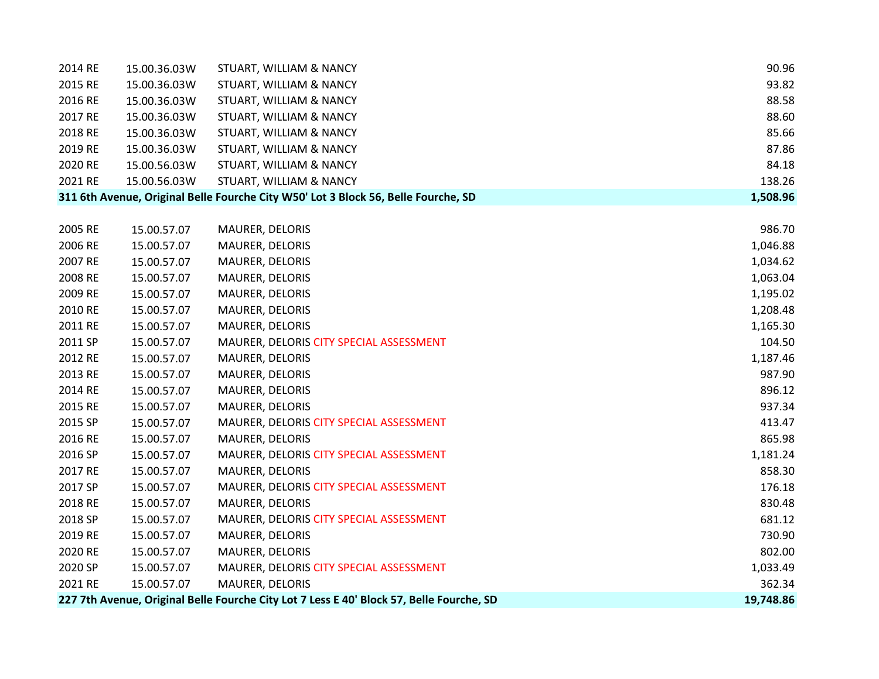| | | | |
|---|---|---|---|
| 2014 RE | 15.00.36.03W | STUART, WILLIAM & NANCY | 90.96 |
| 2015 RE | 15.00.36.03W | STUART, WILLIAM & NANCY | 93.82 |
| 2016 RE | 15.00.36.03W | STUART, WILLIAM & NANCY | 88.58 |
| 2017 RE | 15.00.36.03W | STUART, WILLIAM & NANCY | 88.60 |
| 2018 RE | 15.00.36.03W | STUART, WILLIAM & NANCY | 85.66 |
| 2019 RE | 15.00.36.03W | STUART, WILLIAM & NANCY | 87.86 |
| 2020 RE | 15.00.56.03W | STUART, WILLIAM & NANCY | 84.18 |
| 2021 RE | 15.00.56.03W | STUART, WILLIAM & NANCY | 138.26 |
| **311 6th Avenue, Original Belle Fourche City W50' Lot 3 Block 56, Belle Fourche, SD** | | | **1,508.96** |

| | | | |
|---|---|---|---|
| 2005 RE | 15.00.57.07 | MAURER, DELORIS | 986.70 |
| 2006 RE | 15.00.57.07 | MAURER, DELORIS | 1,046.88 |
| 2007 RE | 15.00.57.07 | MAURER, DELORIS | 1,034.62 |
| 2008 RE | 15.00.57.07 | MAURER, DELORIS | 1,063.04 |
| 2009 RE | 15.00.57.07 | MAURER, DELORIS | 1,195.02 |
| 2010 RE | 15.00.57.07 | MAURER, DELORIS | 1,208.48 |
| 2011 RE | 15.00.57.07 | MAURER, DELORIS | 1,165.30 |
| 2011 SP | 15.00.57.07 | MAURER, DELORIS CITY SPECIAL ASSESSMENT | 104.50 |
| 2012 RE | 15.00.57.07 | MAURER, DELORIS | 1,187.46 |
| 2013 RE | 15.00.57.07 | MAURER, DELORIS | 987.90 |
| 2014 RE | 15.00.57.07 | MAURER, DELORIS | 896.12 |
| 2015 RE | 15.00.57.07 | MAURER, DELORIS | 937.34 |
| 2015 SP | 15.00.57.07 | MAURER, DELORIS CITY SPECIAL ASSESSMENT | 413.47 |
| 2016 RE | 15.00.57.07 | MAURER, DELORIS | 865.98 |
| 2016 SP | 15.00.57.07 | MAURER, DELORIS CITY SPECIAL ASSESSMENT | 1,181.24 |
| 2017 RE | 15.00.57.07 | MAURER, DELORIS | 858.30 |
| 2017 SP | 15.00.57.07 | MAURER, DELORIS CITY SPECIAL ASSESSMENT | 176.18 |
| 2018 RE | 15.00.57.07 | MAURER, DELORIS | 830.48 |
| 2018 SP | 15.00.57.07 | MAURER, DELORIS CITY SPECIAL ASSESSMENT | 681.12 |
| 2019 RE | 15.00.57.07 | MAURER, DELORIS | 730.90 |
| 2020 RE | 15.00.57.07 | MAURER, DELORIS | 802.00 |
| 2020 SP | 15.00.57.07 | MAURER, DELORIS CITY SPECIAL ASSESSMENT | 1,033.49 |
| 2021 RE | 15.00.57.07 | MAURER, DELORIS | 362.34 |
| **227 7th Avenue, Original Belle Fourche City Lot 7 Less E 40' Block 57, Belle Fourche, SD** | | | **19,748.86** |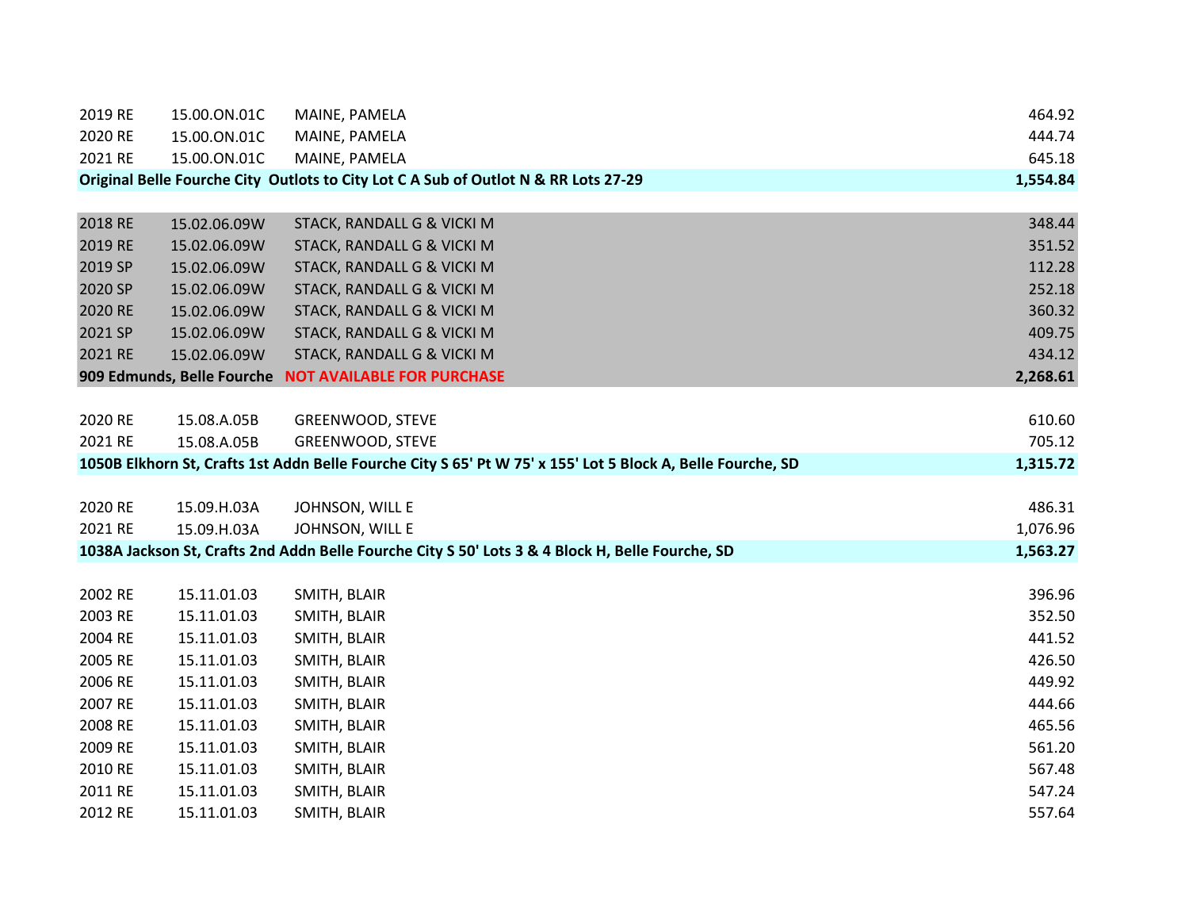| | | | |
|---|---|---|---|
| 2019 RE | 15.00.ON.01C | MAINE, PAMELA | 464.92 |
| 2020 RE | 15.00.ON.01C | MAINE, PAMELA | 444.74 |
| 2021 RE | 15.00.ON.01C | MAINE, PAMELA | 645.18 |
| **Original Belle Fourche City Outlots to City Lot C A Sub of Outlot N & RR Lots 27-29** | | | **1,554.84** |
| | | | |
| 2018 RE | 15.02.06.09W | STACK, RANDALL G & VICKI M | 348.44 |
| 2019 RE | 15.02.06.09W | STACK, RANDALL G & VICKI M | 351.52 |
| 2019 SP | 15.02.06.09W | STACK, RANDALL G & VICKI M | 112.28 |
| 2020 SP | 15.02.06.09W | STACK, RANDALL G & VICKI M | 252.18 |
| 2020 RE | 15.02.06.09W | STACK, RANDALL G & VICKI M | 360.32 |
| 2021 SP | 15.02.06.09W | STACK, RANDALL G & VICKI M | 409.75 |
| 2021 RE | 15.02.06.09W | STACK, RANDALL G & VICKI M | 434.12 |
| **909 Edmunds, Belle Fourche NOT AVAILABLE FOR PURCHASE** | | | **2,268.61** |
| | | | |
| 2020 RE | 15.08.A.05B | GREENWOOD, STEVE | 610.60 |
| 2021 RE | 15.08.A.05B | GREENWOOD, STEVE | 705.12 |
| **1050B Elkhorn St, Crafts 1st Addn Belle Fourche City S 65' Pt W 75' x 155' Lot 5 Block A, Belle Fourche, SD** | | | **1,315.72** |
| | | | |
| 2020 RE | 15.09.H.03A | JOHNSON, WILL E | 486.31 |
| 2021 RE | 15.09.H.03A | JOHNSON, WILL E | 1,076.96 |
| **1038A Jackson St, Crafts 2nd Addn Belle Fourche City S 50' Lots 3 & 4 Block H, Belle Fourche, SD** | | | **1,563.27** |
| | | | |
| 2002 RE | 15.11.01.03 | SMITH, BLAIR | 396.96 |
| 2003 RE | 15.11.01.03 | SMITH, BLAIR | 352.50 |
| 2004 RE | 15.11.01.03 | SMITH, BLAIR | 441.52 |
| 2005 RE | 15.11.01.03 | SMITH, BLAIR | 426.50 |
| 2006 RE | 15.11.01.03 | SMITH, BLAIR | 449.92 |
| 2007 RE | 15.11.01.03 | SMITH, BLAIR | 444.66 |
| 2008 RE | 15.11.01.03 | SMITH, BLAIR | 465.56 |
| 2009 RE | 15.11.01.03 | SMITH, BLAIR | 561.20 |
| 2010 RE | 15.11.01.03 | SMITH, BLAIR | 567.48 |
| 2011 RE | 15.11.01.03 | SMITH, BLAIR | 547.24 |
| 2012 RE | 15.11.01.03 | SMITH, BLAIR | 557.64 |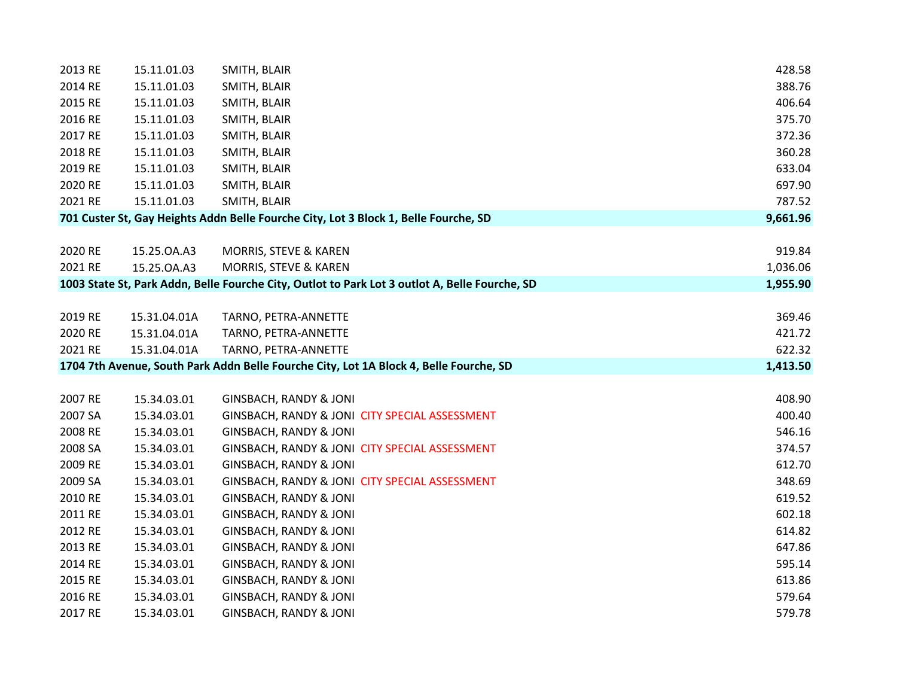| | | | |
|---|---|---|---|
| 2013 RE | 15.11.01.03 | SMITH, BLAIR | 428.58 |
| 2014 RE | 15.11.01.03 | SMITH, BLAIR | 388.76 |
| 2015 RE | 15.11.01.03 | SMITH, BLAIR | 406.64 |
| 2016 RE | 15.11.01.03 | SMITH, BLAIR | 375.70 |
| 2017 RE | 15.11.01.03 | SMITH, BLAIR | 372.36 |
| 2018 RE | 15.11.01.03 | SMITH, BLAIR | 360.28 |
| 2019 RE | 15.11.01.03 | SMITH, BLAIR | 633.04 |
| 2020 RE | 15.11.01.03 | SMITH, BLAIR | 697.90 |
| 2021 RE | 15.11.01.03 | SMITH, BLAIR | 787.52 |
| **701 Custer St, Gay Heights Addn Belle Fourche City, Lot 3 Block 1, Belle Fourche, SD** | | | **9,661.96** |
| | | | |
| 2020 RE | 15.25.OA.A3 | MORRIS, STEVE & KAREN | 919.84 |
| 2021 RE | 15.25.OA.A3 | MORRIS, STEVE & KAREN | 1,036.06 |
| **1003 State St, Park Addn, Belle Fourche City, Outlot to Park Lot 3 outlot A, Belle Fourche, SD** | | | **1,955.90** |
| | | | |
| 2019 RE | 15.31.04.01A | TARNO, PETRA-ANNETTE | 369.46 |
| 2020 RE | 15.31.04.01A | TARNO, PETRA-ANNETTE | 421.72 |
| 2021 RE | 15.31.04.01A | TARNO, PETRA-ANNETTE | 622.32 |
| **1704 7th Avenue, South Park Addn Belle Fourche City, Lot 1A Block 4, Belle Fourche, SD** | | | **1,413.50** |
| | | | |
| 2007 RE | 15.34.03.01 | GINSBACH, RANDY & JONI | 408.90 |
| 2007 SA | 15.34.03.01 | GINSBACH, RANDY & JONI CITY SPECIAL ASSESSMENT | 400.40 |
| 2008 RE | 15.34.03.01 | GINSBACH, RANDY & JONI | 546.16 |
| 2008 SA | 15.34.03.01 | GINSBACH, RANDY & JONI CITY SPECIAL ASSESSMENT | 374.57 |
| 2009 RE | 15.34.03.01 | GINSBACH, RANDY & JONI | 612.70 |
| 2009 SA | 15.34.03.01 | GINSBACH, RANDY & JONI CITY SPECIAL ASSESSMENT | 348.69 |
| 2010 RE | 15.34.03.01 | GINSBACH, RANDY & JONI | 619.52 |
| 2011 RE | 15.34.03.01 | GINSBACH, RANDY & JONI | 602.18 |
| 2012 RE | 15.34.03.01 | GINSBACH, RANDY & JONI | 614.82 |
| 2013 RE | 15.34.03.01 | GINSBACH, RANDY & JONI | 647.86 |
| 2014 RE | 15.34.03.01 | GINSBACH, RANDY & JONI | 595.14 |
| 2015 RE | 15.34.03.01 | GINSBACH, RANDY & JONI | 613.86 |
| 2016 RE | 15.34.03.01 | GINSBACH, RANDY & JONI | 579.64 |
| 2017 RE | 15.34.03.01 | GINSBACH, RANDY & JONI | 579.78 |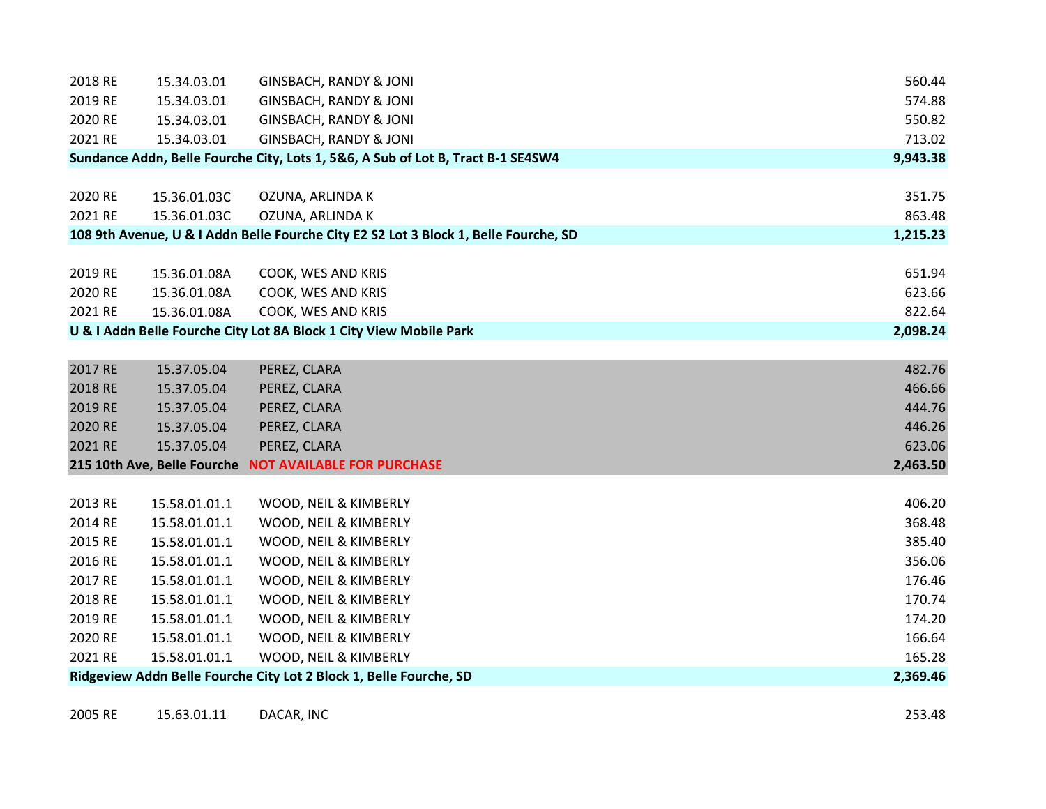| Year | Parcel | Owner | Amount |
|---|---|---|---|
| 2018 RE | 15.34.03.01 | GINSBACH, RANDY & JONI | 560.44 |
| 2019 RE | 15.34.03.01 | GINSBACH, RANDY & JONI | 574.88 |
| 2020 RE | 15.34.03.01 | GINSBACH, RANDY & JONI | 550.82 |
| 2021 RE | 15.34.03.01 | GINSBACH, RANDY & JONI | 713.02 |
| **Sundance Addn, Belle Fourche City, Lots 1, 5&6, A Sub of Lot B, Tract B-1 SE4SW4** | | | **9,943.38** |
| | | | |
| 2020 RE | 15.36.01.03C | OZUNA, ARLINDA K | 351.75 |
| 2021 RE | 15.36.01.03C | OZUNA, ARLINDA K | 863.48 |
| **108 9th Avenue, U & I Addn Belle Fourche City E2 S2 Lot 3 Block 1, Belle Fourche, SD** | | | **1,215.23** |
| | | | |
| 2019 RE | 15.36.01.08A | COOK, WES AND KRIS | 651.94 |
| 2020 RE | 15.36.01.08A | COOK, WES AND KRIS | 623.66 |
| 2021 RE | 15.36.01.08A | COOK, WES AND KRIS | 822.64 |
| **U & I Addn Belle Fourche City Lot 8A Block 1 City View Mobile Park** | | | **2,098.24** |
| | | | |
| 2017 RE | 15.37.05.04 | PEREZ, CLARA | 482.76 |
| 2018 RE | 15.37.05.04 | PEREZ, CLARA | 466.66 |
| 2019 RE | 15.37.05.04 | PEREZ, CLARA | 444.76 |
| 2020 RE | 15.37.05.04 | PEREZ, CLARA | 446.26 |
| 2021 RE | 15.37.05.04 | PEREZ, CLARA | 623.06 |
| **215 10th Ave, Belle Fourche** | | **NOT AVAILABLE FOR PURCHASE** | **2,463.50** |
| | | | |
| 2013 RE | 15.58.01.01.1 | WOOD, NEIL & KIMBERLY | 406.20 |
| 2014 RE | 15.58.01.01.1 | WOOD, NEIL & KIMBERLY | 368.48 |
| 2015 RE | 15.58.01.01.1 | WOOD, NEIL & KIMBERLY | 385.40 |
| 2016 RE | 15.58.01.01.1 | WOOD, NEIL & KIMBERLY | 356.06 |
| 2017 RE | 15.58.01.01.1 | WOOD, NEIL & KIMBERLY | 176.46 |
| 2018 RE | 15.58.01.01.1 | WOOD, NEIL & KIMBERLY | 170.74 |
| 2019 RE | 15.58.01.01.1 | WOOD, NEIL & KIMBERLY | 174.20 |
| 2020 RE | 15.58.01.01.1 | WOOD, NEIL & KIMBERLY | 166.64 |
| 2021 RE | 15.58.01.01.1 | WOOD, NEIL & KIMBERLY | 165.28 |
| **Ridgeview Addn Belle Fourche City Lot 2 Block 1, Belle Fourche, SD** | | | **2,369.46** |
| | | | |
| 2005 RE | 15.63.01.11 | DACAR, INC | 253.48 |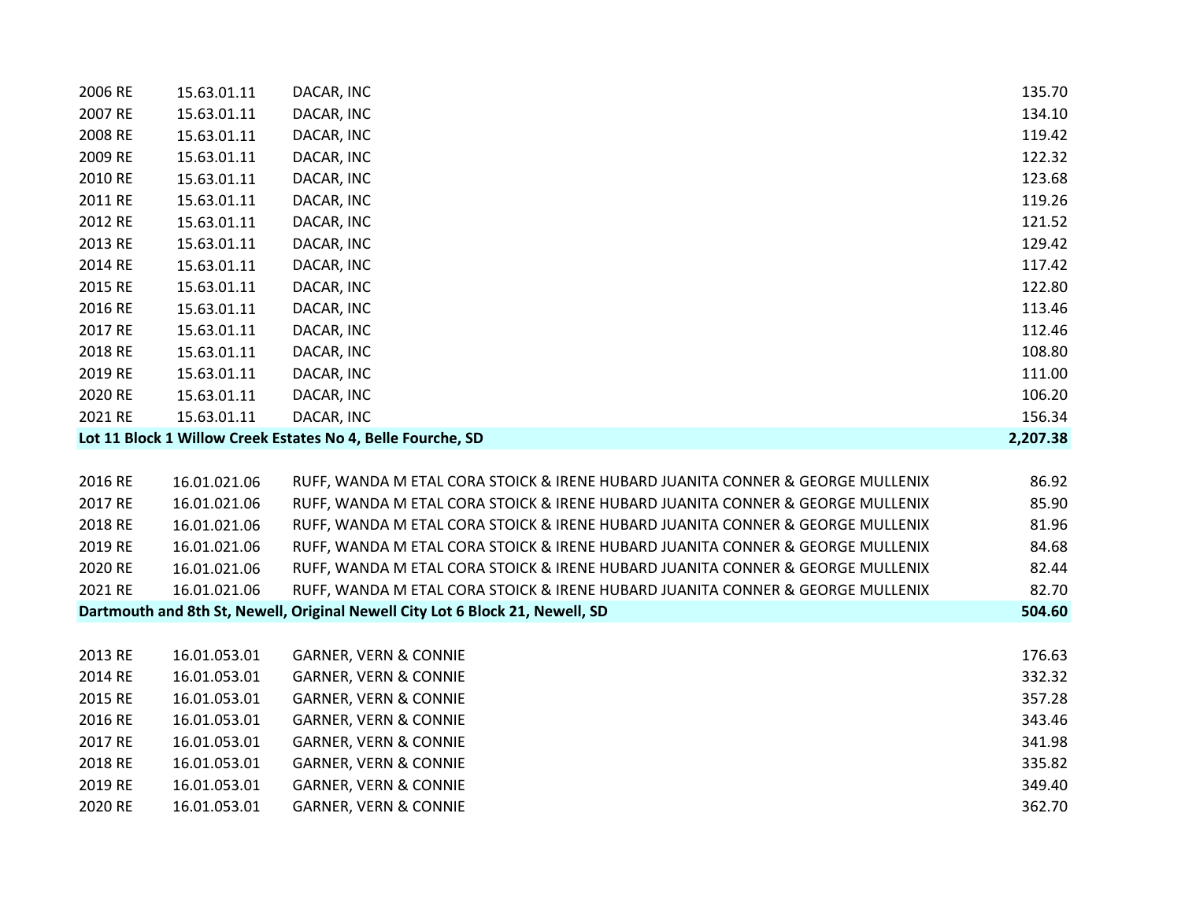| | | | |
|---|---|---|---|
| 2006 RE | 15.63.01.11 | DACAR, INC | 135.70 |
| 2007 RE | 15.63.01.11 | DACAR, INC | 134.10 |
| 2008 RE | 15.63.01.11 | DACAR, INC | 119.42 |
| 2009 RE | 15.63.01.11 | DACAR, INC | 122.32 |
| 2010 RE | 15.63.01.11 | DACAR, INC | 123.68 |
| 2011 RE | 15.63.01.11 | DACAR, INC | 119.26 |
| 2012 RE | 15.63.01.11 | DACAR, INC | 121.52 |
| 2013 RE | 15.63.01.11 | DACAR, INC | 129.42 |
| 2014 RE | 15.63.01.11 | DACAR, INC | 117.42 |
| 2015 RE | 15.63.01.11 | DACAR, INC | 122.80 |
| 2016 RE | 15.63.01.11 | DACAR, INC | 113.46 |
| 2017 RE | 15.63.01.11 | DACAR, INC | 112.46 |
| 2018 RE | 15.63.01.11 | DACAR, INC | 108.80 |
| 2019 RE | 15.63.01.11 | DACAR, INC | 111.00 |
| 2020 RE | 15.63.01.11 | DACAR, INC | 106.20 |
| 2021 RE | 15.63.01.11 | DACAR, INC | 156.34 |
| **Lot 11 Block 1 Willow Creek Estates No 4, Belle Fourche, SD** | | | **2,207.38** |
| | | | |
| 2016 RE | 16.01.021.06 | RUFF, WANDA M ETAL CORA STOICK & IRENE HUBARD JUANITA CONNER & GEORGE MULLENIX | 86.92 |
| 2017 RE | 16.01.021.06 | RUFF, WANDA M ETAL CORA STOICK & IRENE HUBARD JUANITA CONNER & GEORGE MULLENIX | 85.90 |
| 2018 RE | 16.01.021.06 | RUFF, WANDA M ETAL CORA STOICK & IRENE HUBARD JUANITA CONNER & GEORGE MULLENIX | 81.96 |
| 2019 RE | 16.01.021.06 | RUFF, WANDA M ETAL CORA STOICK & IRENE HUBARD JUANITA CONNER & GEORGE MULLENIX | 84.68 |
| 2020 RE | 16.01.021.06 | RUFF, WANDA M ETAL CORA STOICK & IRENE HUBARD JUANITA CONNER & GEORGE MULLENIX | 82.44 |
| 2021 RE | 16.01.021.06 | RUFF, WANDA M ETAL CORA STOICK & IRENE HUBARD JUANITA CONNER & GEORGE MULLENIX | 82.70 |
| **Dartmouth and 8th St, Newell, Original Newell City Lot 6 Block 21, Newell, SD** | | | **504.60** |
| | | | |
| 2013 RE | 16.01.053.01 | GARNER, VERN & CONNIE | 176.63 |
| 2014 RE | 16.01.053.01 | GARNER, VERN & CONNIE | 332.32 |
| 2015 RE | 16.01.053.01 | GARNER, VERN & CONNIE | 357.28 |
| 2016 RE | 16.01.053.01 | GARNER, VERN & CONNIE | 343.46 |
| 2017 RE | 16.01.053.01 | GARNER, VERN & CONNIE | 341.98 |
| 2018 RE | 16.01.053.01 | GARNER, VERN & CONNIE | 335.82 |
| 2019 RE | 16.01.053.01 | GARNER, VERN & CONNIE | 349.40 |
| 2020 RE | 16.01.053.01 | GARNER, VERN & CONNIE | 362.70 |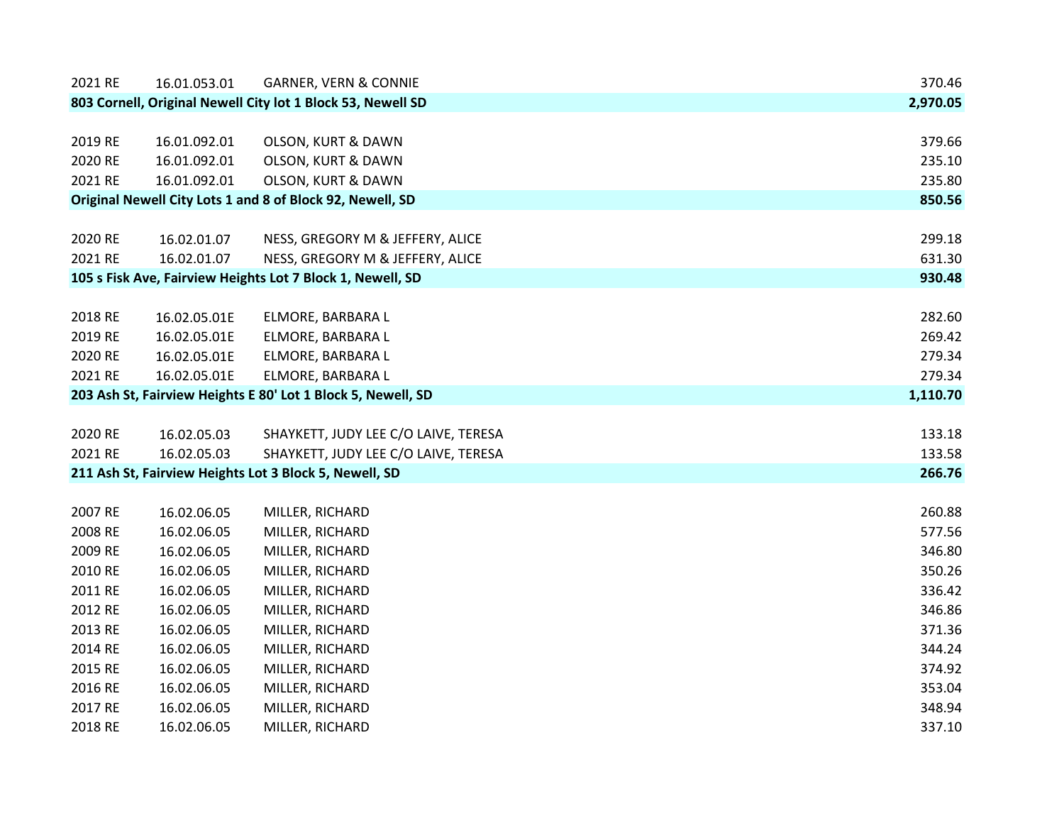| | | | |
|---|---|---|---|
| 2021 RE | 16.01.053.01 | GARNER, VERN & CONNIE | 370.46 |
| **803 Cornell, Original Newell City lot 1 Block 53, Newell SD** | | | **2,970.05** |
| | | | |
| 2019 RE | 16.01.092.01 | OLSON, KURT & DAWN | 379.66 |
| 2020 RE | 16.01.092.01 | OLSON, KURT & DAWN | 235.10 |
| 2021 RE | 16.01.092.01 | OLSON, KURT & DAWN | 235.80 |
| **Original Newell City Lots 1 and 8 of Block 92, Newell, SD** | | | **850.56** |
| | | | |
| 2020 RE | 16.02.01.07 | NESS, GREGORY M & JEFFERY, ALICE | 299.18 |
| 2021 RE | 16.02.01.07 | NESS, GREGORY M & JEFFERY, ALICE | 631.30 |
| **105 s Fisk Ave, Fairview Heights Lot 7 Block 1, Newell, SD** | | | **930.48** |
| | | | |
| 2018 RE | 16.02.05.01E | ELMORE, BARBARA L | 282.60 |
| 2019 RE | 16.02.05.01E | ELMORE, BARBARA L | 269.42 |
| 2020 RE | 16.02.05.01E | ELMORE, BARBARA L | 279.34 |
| 2021 RE | 16.02.05.01E | ELMORE, BARBARA L | 279.34 |
| **203 Ash St, Fairview Heights E 80' Lot 1 Block 5, Newell, SD** | | | **1,110.70** |
| | | | |
| 2020 RE | 16.02.05.03 | SHAYKETT, JUDY LEE C/O LAIVE, TERESA | 133.18 |
| 2021 RE | 16.02.05.03 | SHAYKETT, JUDY LEE C/O LAIVE, TERESA | 133.58 |
| **211 Ash St, Fairview Heights Lot 3 Block 5, Newell, SD** | | | **266.76** |
| | | | |
| 2007 RE | 16.02.06.05 | MILLER, RICHARD | 260.88 |
| 2008 RE | 16.02.06.05 | MILLER, RICHARD | 577.56 |
| 2009 RE | 16.02.06.05 | MILLER, RICHARD | 346.80 |
| 2010 RE | 16.02.06.05 | MILLER, RICHARD | 350.26 |
| 2011 RE | 16.02.06.05 | MILLER, RICHARD | 336.42 |
| 2012 RE | 16.02.06.05 | MILLER, RICHARD | 346.86 |
| 2013 RE | 16.02.06.05 | MILLER, RICHARD | 371.36 |
| 2014 RE | 16.02.06.05 | MILLER, RICHARD | 344.24 |
| 2015 RE | 16.02.06.05 | MILLER, RICHARD | 374.92 |
| 2016 RE | 16.02.06.05 | MILLER, RICHARD | 353.04 |
| 2017 RE | 16.02.06.05 | MILLER, RICHARD | 348.94 |
| 2018 RE | 16.02.06.05 | MILLER, RICHARD | 337.10 |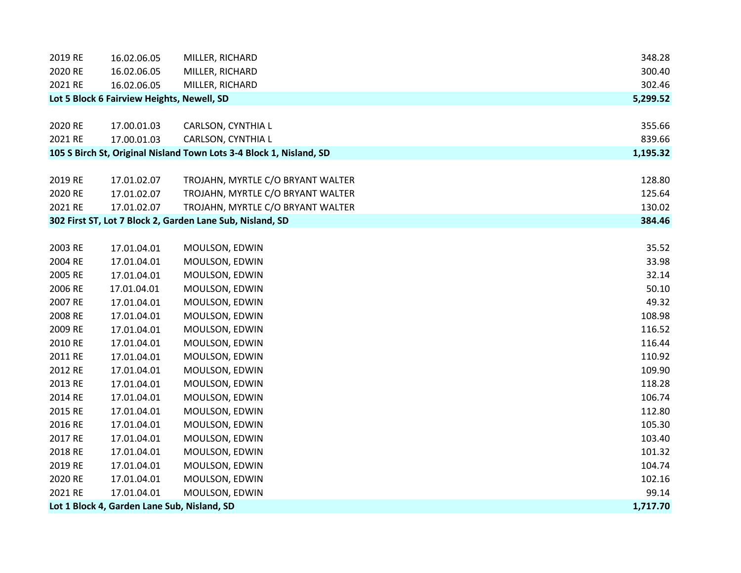| | | | |
|---|---|---|---|
| 2019 RE | 16.02.06.05 | MILLER, RICHARD | 348.28 |
| 2020 RE | 16.02.06.05 | MILLER, RICHARD | 300.40 |
| 2021 RE | 16.02.06.05 | MILLER, RICHARD | 302.46 |
| **Lot 5 Block 6 Fairview Heights, Newell, SD** | | | **5,299.52** |
| | | | |
| 2020 RE | 17.00.01.03 | CARLSON, CYNTHIA L | 355.66 |
| 2021 RE | 17.00.01.03 | CARLSON, CYNTHIA L | 839.66 |
| **105 S Birch St, Original Nisland Town Lots 3-4 Block 1, Nisland, SD** | | | **1,195.32** |
| | | | |
| 2019 RE | 17.01.02.07 | TROJAHN, MYRTLE C/O BRYANT WALTER | 128.80 |
| 2020 RE | 17.01.02.07 | TROJAHN, MYRTLE C/O BRYANT WALTER | 125.64 |
| 2021 RE | 17.01.02.07 | TROJAHN, MYRTLE C/O BRYANT WALTER | 130.02 |
| **302 First ST, Lot 7 Block 2, Garden Lane Sub, Nisland, SD** | | | **384.46** |
| | | | |
| 2003 RE | 17.01.04.01 | MOULSON, EDWIN | 35.52 |
| 2004 RE | 17.01.04.01 | MOULSON, EDWIN | 33.98 |
| 2005 RE | 17.01.04.01 | MOULSON, EDWIN | 32.14 |
| 2006 RE | 17.01.04.01 | MOULSON, EDWIN | 50.10 |
| 2007 RE | 17.01.04.01 | MOULSON, EDWIN | 49.32 |
| 2008 RE | 17.01.04.01 | MOULSON, EDWIN | 108.98 |
| 2009 RE | 17.01.04.01 | MOULSON, EDWIN | 116.52 |
| 2010 RE | 17.01.04.01 | MOULSON, EDWIN | 116.44 |
| 2011 RE | 17.01.04.01 | MOULSON, EDWIN | 110.92 |
| 2012 RE | 17.01.04.01 | MOULSON, EDWIN | 109.90 |
| 2013 RE | 17.01.04.01 | MOULSON, EDWIN | 118.28 |
| 2014 RE | 17.01.04.01 | MOULSON, EDWIN | 106.74 |
| 2015 RE | 17.01.04.01 | MOULSON, EDWIN | 112.80 |
| 2016 RE | 17.01.04.01 | MOULSON, EDWIN | 105.30 |
| 2017 RE | 17.01.04.01 | MOULSON, EDWIN | 103.40 |
| 2018 RE | 17.01.04.01 | MOULSON, EDWIN | 101.32 |
| 2019 RE | 17.01.04.01 | MOULSON, EDWIN | 104.74 |
| 2020 RE | 17.01.04.01 | MOULSON, EDWIN | 102.16 |
| 2021 RE | 17.01.04.01 | MOULSON, EDWIN | 99.14 |
| **Lot 1 Block 4, Garden Lane Sub, Nisland, SD** | | | **1,717.70** |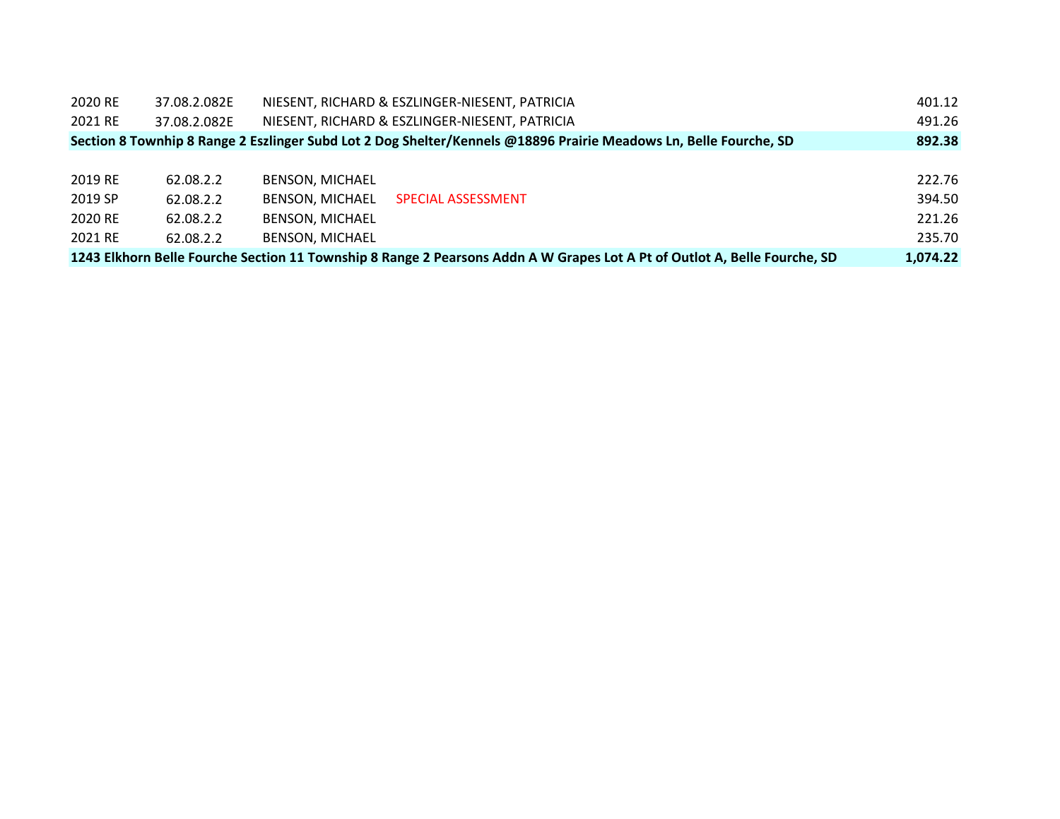| | | | | |
|---|---|---|---|---|
| 2020 RE | 37.08.2.082E | NIESENT, RICHARD & ESZLINGER-NIESENT, PATRICIA | | 401.12 |
| 2021 RE | 37.08.2.082E | NIESENT, RICHARD & ESZLINGER-NIESENT, PATRICIA | | 491.26 |
| **Section 8 Townhip 8 Range 2 Eszlinger Subd Lot 2 Dog Shelter/Kennels @18896 Prairie Meadows Ln, Belle Fourche, SD** | | | | **892.38** |
| | | | | |
| 2019 RE | 62.08.2.2 | BENSON, MICHAEL | | 222.76 |
| 2019 SP | 62.08.2.2 | BENSON, MICHAEL | SPECIAL ASSESSMENT | 394.50 |
| 2020 RE | 62.08.2.2 | BENSON, MICHAEL | | 221.26 |
| 2021 RE | 62.08.2.2 | BENSON, MICHAEL | | 235.70 |
| **1243 Elkhorn Belle Fourche Section 11 Township 8 Range 2 Pearsons Addn A W Grapes Lot A Pt of Outlot A, Belle Fourche, SD** | | | | **1,074.22** |